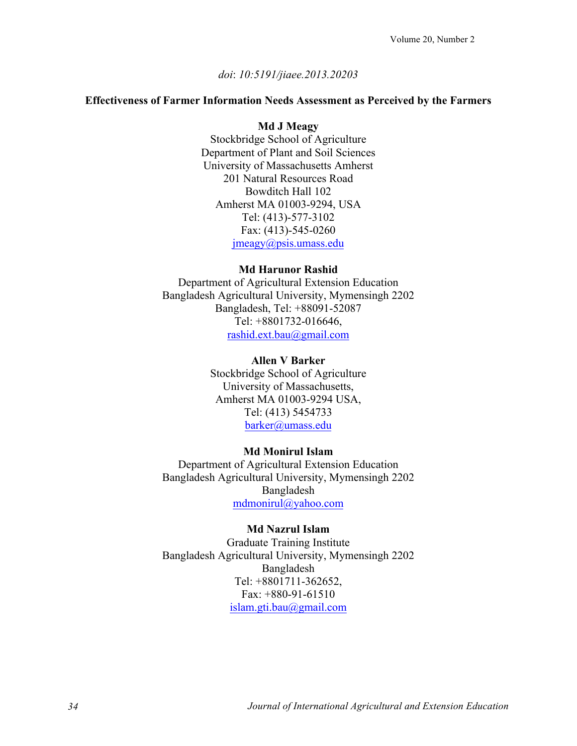*doi*: *10:5191/jiaee.2013.20203*

# Effectiveness of Farmer Information Needs Assessment as Perceived by the Farmers

**Md J Meagy**
Stockbridge School of Agriculture
Department of Plant and Soil Sciences
University of Massachusetts Amherst
201 Natural Resources Road
Bowditch Hall 102
Amherst MA 01003-9294, USA
Tel: (413)-577-3102
Fax: (413)-545-0260
jmeagy@psis.umass.edu

**Md Harunor Rashid**
Department of Agricultural Extension Education
Bangladesh Agricultural University, Mymensingh 2202
Bangladesh, Tel: +88091-52087
Tel: +8801732-016646,
rashid.ext.bau@gmail.com

**Allen V Barker**
Stockbridge School of Agriculture
University of Massachusetts,
Amherst MA 01003-9294 USA,
Tel: (413) 5454733
barker@umass.edu

**Md Monirul Islam**
Department of Agricultural Extension Education
Bangladesh Agricultural University, Mymensingh 2202
Bangladesh
mdmonirul@yahoo.com

**Md Nazrul Islam**
Graduate Training Institute
Bangladesh Agricultural University, Mymensingh 2202
Bangladesh
Tel: +8801711-362652,
Fax: +880-91-61510
islam.gti.bau@gmail.com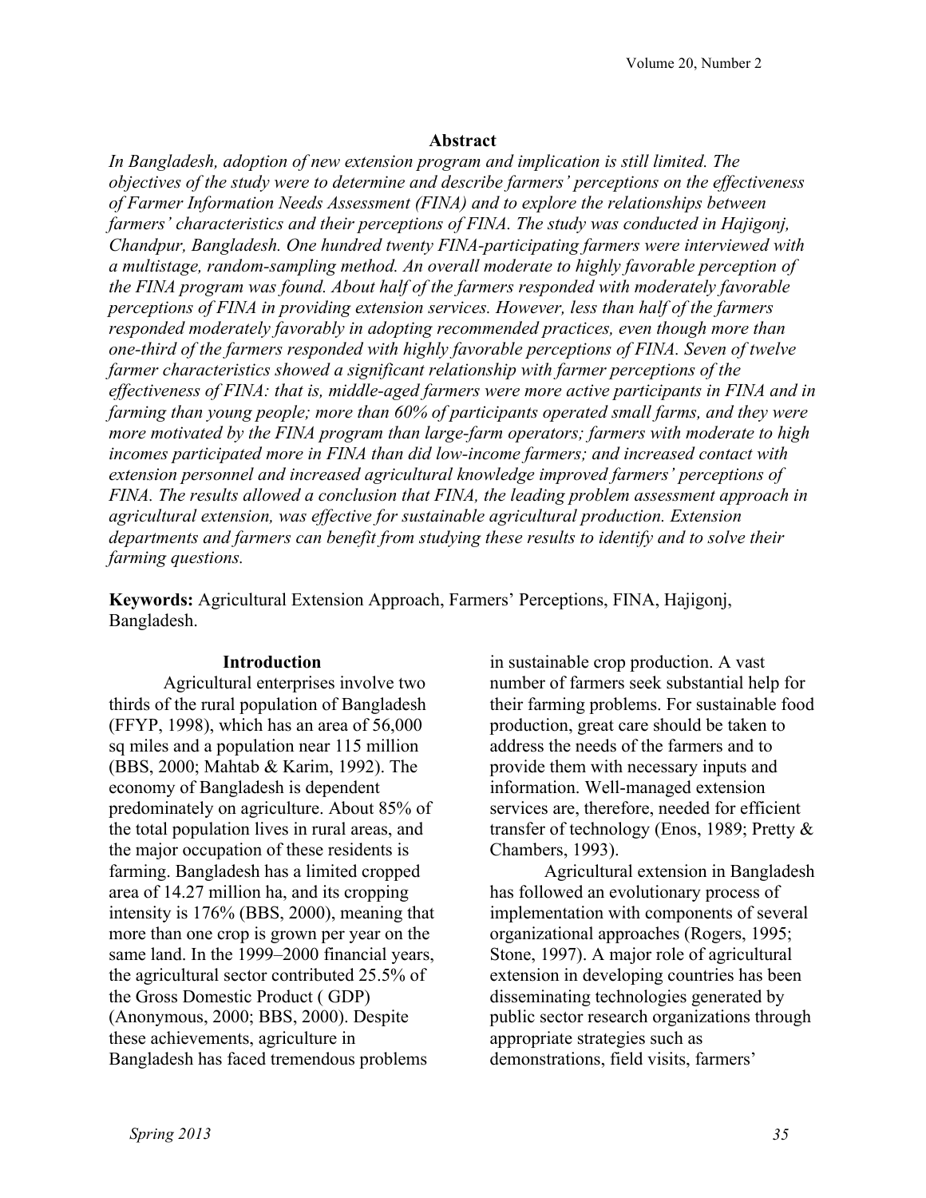## Abstract

*In Bangladesh, adoption of new extension program and implication is still limited. The objectives of the study were to determine and describe farmers' perceptions on the effectiveness of Farmer Information Needs Assessment (FINA) and to explore the relationships between farmers' characteristics and their perceptions of FINA. The study was conducted in Hajigonj, Chandpur, Bangladesh. One hundred twenty FINA-participating farmers were interviewed with a multistage, random-sampling method. An overall moderate to highly favorable perception of the FINA program was found. About half of the farmers responded with moderately favorable perceptions of FINA in providing extension services. However, less than half of the farmers responded moderately favorably in adopting recommended practices, even though more than one-third of the farmers responded with highly favorable perceptions of FINA. Seven of twelve farmer characteristics showed a significant relationship with farmer perceptions of the effectiveness of FINA: that is, middle-aged farmers were more active participants in FINA and in farming than young people; more than 60% of participants operated small farms, and they were more motivated by the FINA program than large-farm operators; farmers with moderate to high incomes participated more in FINA than did low-income farmers; and increased contact with extension personnel and increased agricultural knowledge improved farmers' perceptions of FINA. The results allowed a conclusion that FINA, the leading problem assessment approach in agricultural extension, was effective for sustainable agricultural production. Extension departments and farmers can benefit from studying these results to identify and to solve their farming questions.*

**Keywords:** Agricultural Extension Approach, Farmers' Perceptions, FINA, Hajigonj, Bangladesh.

## Introduction

Agricultural enterprises involve two thirds of the rural population of Bangladesh (FFYP, 1998), which has an area of 56,000 sq miles and a population near 115 million (BBS, 2000; Mahtab & Karim, 1992). The economy of Bangladesh is dependent predominately on agriculture. About 85% of the total population lives in rural areas, and the major occupation of these residents is farming. Bangladesh has a limited cropped area of 14.27 million ha, and its cropping intensity is 176% (BBS, 2000), meaning that more than one crop is grown per year on the same land. In the 1999–2000 financial years, the agricultural sector contributed 25.5% of the Gross Domestic Product ( GDP) (Anonymous, 2000; BBS, 2000). Despite these achievements, agriculture in Bangladesh has faced tremendous problems in sustainable crop production. A vast number of farmers seek substantial help for their farming problems. For sustainable food production, great care should be taken to address the needs of the farmers and to provide them with necessary inputs and information. Well-managed extension services are, therefore, needed for efficient transfer of technology (Enos, 1989; Pretty & Chambers, 1993).

Agricultural extension in Bangladesh has followed an evolutionary process of implementation with components of several organizational approaches (Rogers, 1995; Stone, 1997). A major role of agricultural extension in developing countries has been disseminating technologies generated by public sector research organizations through appropriate strategies such as demonstrations, field visits, farmers'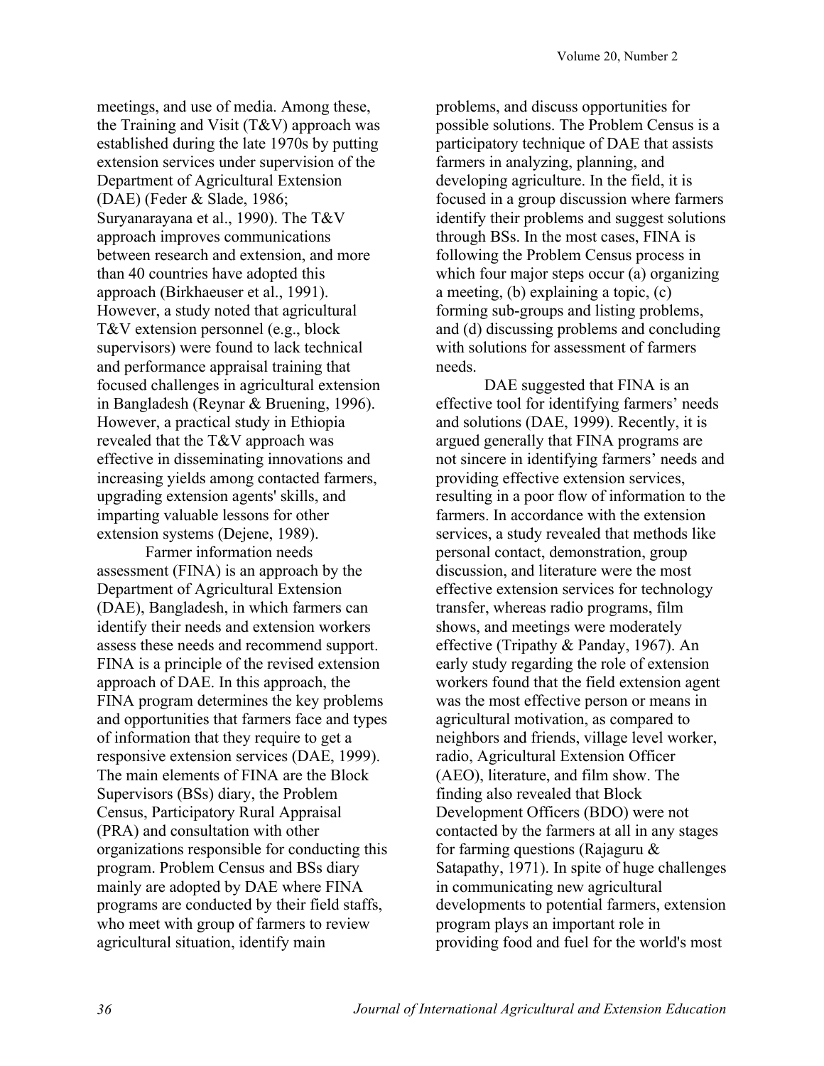meetings, and use of media. Among these, the Training and Visit (T&V) approach was established during the late 1970s by putting extension services under supervision of the Department of Agricultural Extension (DAE) (Feder & Slade, 1986; Suryanarayana et al., 1990). The T&V approach improves communications between research and extension, and more than 40 countries have adopted this approach (Birkhaeuser et al., 1991). However, a study noted that agricultural T&V extension personnel (e.g., block supervisors) were found to lack technical and performance appraisal training that focused challenges in agricultural extension in Bangladesh (Reynar & Bruening, 1996). However, a practical study in Ethiopia revealed that the T&V approach was effective in disseminating innovations and increasing yields among contacted farmers, upgrading extension agents' skills, and imparting valuable lessons for other extension systems (Dejene, 1989).

Farmer information needs assessment (FINA) is an approach by the Department of Agricultural Extension (DAE), Bangladesh, in which farmers can identify their needs and extension workers assess these needs and recommend support. FINA is a principle of the revised extension approach of DAE. In this approach, the FINA program determines the key problems and opportunities that farmers face and types of information that they require to get a responsive extension services (DAE, 1999). The main elements of FINA are the Block Supervisors (BSs) diary, the Problem Census, Participatory Rural Appraisal (PRA) and consultation with other organizations responsible for conducting this program. Problem Census and BSs diary mainly are adopted by DAE where FINA programs are conducted by their field staffs, who meet with group of farmers to review agricultural situation, identify main problems, and discuss opportunities for possible solutions. The Problem Census is a participatory technique of DAE that assists farmers in analyzing, planning, and developing agriculture. In the field, it is focused in a group discussion where farmers identify their problems and suggest solutions through BSs. In the most cases, FINA is following the Problem Census process in which four major steps occur (a) organizing a meeting, (b) explaining a topic, (c) forming sub-groups and listing problems, and (d) discussing problems and concluding with solutions for assessment of farmers needs.

DAE suggested that FINA is an effective tool for identifying farmers' needs and solutions (DAE, 1999). Recently, it is argued generally that FINA programs are not sincere in identifying farmers' needs and providing effective extension services, resulting in a poor flow of information to the farmers. In accordance with the extension services, a study revealed that methods like personal contact, demonstration, group discussion, and literature were the most effective extension services for technology transfer, whereas radio programs, film shows, and meetings were moderately effective (Tripathy & Panday, 1967). An early study regarding the role of extension workers found that the field extension agent was the most effective person or means in agricultural motivation, as compared to neighbors and friends, village level worker, radio, Agricultural Extension Officer (AEO), literature, and film show. The finding also revealed that Block Development Officers (BDO) were not contacted by the farmers at all in any stages for farming questions (Rajaguru & Satapathy, 1971). In spite of huge challenges in communicating new agricultural developments to potential farmers, extension program plays an important role in providing food and fuel for the world's most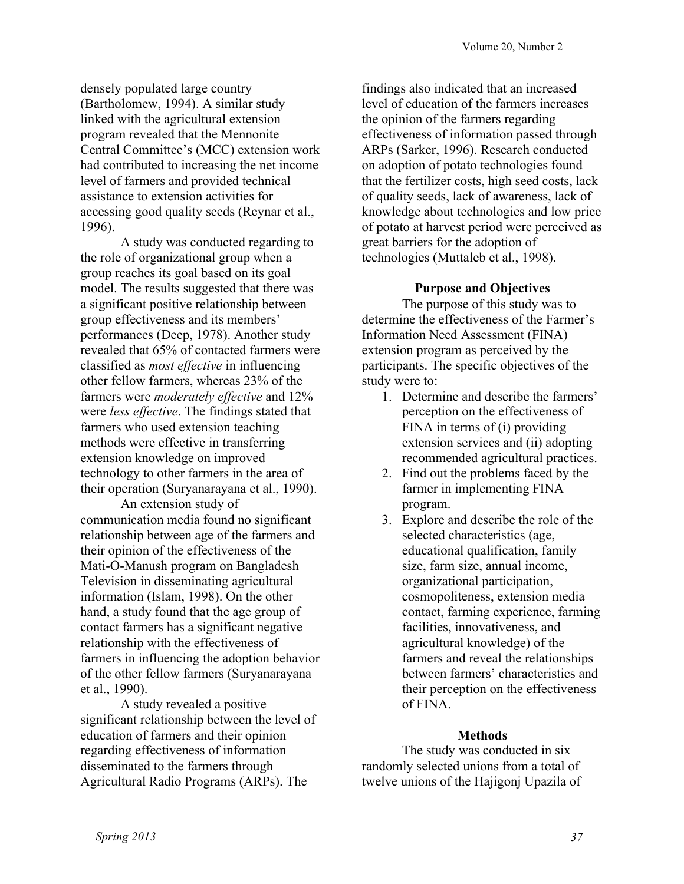densely populated large country (Bartholomew, 1994). A similar study linked with the agricultural extension program revealed that the Mennonite Central Committee's (MCC) extension work had contributed to increasing the net income level of farmers and provided technical assistance to extension activities for accessing good quality seeds (Reynar et al., 1996).

A study was conducted regarding to the role of organizational group when a group reaches its goal based on its goal model. The results suggested that there was a significant positive relationship between group effectiveness and its members' performances (Deep, 1978). Another study revealed that 65% of contacted farmers were classified as *most effective* in influencing other fellow farmers, whereas 23% of the farmers were *moderately effective* and 12% were *less effective*. The findings stated that farmers who used extension teaching methods were effective in transferring extension knowledge on improved technology to other farmers in the area of their operation (Suryanarayana et al., 1990).

An extension study of communication media found no significant relationship between age of the farmers and their opinion of the effectiveness of the Mati-O-Manush program on Bangladesh Television in disseminating agricultural information (Islam, 1998). On the other hand, a study found that the age group of contact farmers has a significant negative relationship with the effectiveness of farmers in influencing the adoption behavior of the other fellow farmers (Suryanarayana et al., 1990).

A study revealed a positive significant relationship between the level of education of farmers and their opinion regarding effectiveness of information disseminated to the farmers through Agricultural Radio Programs (ARPs). The findings also indicated that an increased level of education of the farmers increases the opinion of the farmers regarding effectiveness of information passed through ARPs (Sarker, 1996). Research conducted on adoption of potato technologies found that the fertilizer costs, high seed costs, lack of quality seeds, lack of awareness, lack of knowledge about technologies and low price of potato at harvest period were perceived as great barriers for the adoption of technologies (Muttaleb et al., 1998).

## Purpose and Objectives

The purpose of this study was to determine the effectiveness of the Farmer's Information Need Assessment (FINA) extension program as perceived by the participants. The specific objectives of the study were to:

1. Determine and describe the farmers' perception on the effectiveness of FINA in terms of (i) providing extension services and (ii) adopting recommended agricultural practices.
2. Find out the problems faced by the farmer in implementing FINA program.
3. Explore and describe the role of the selected characteristics (age, educational qualification, family size, farm size, annual income, organizational participation, cosmopoliteness, extension media contact, farming experience, farming facilities, innovativeness, and agricultural knowledge) of the farmers and reveal the relationships between farmers' characteristics and their perception on the effectiveness of FINA.

## Methods

The study was conducted in six randomly selected unions from a total of twelve unions of the Hajigonj Upazila of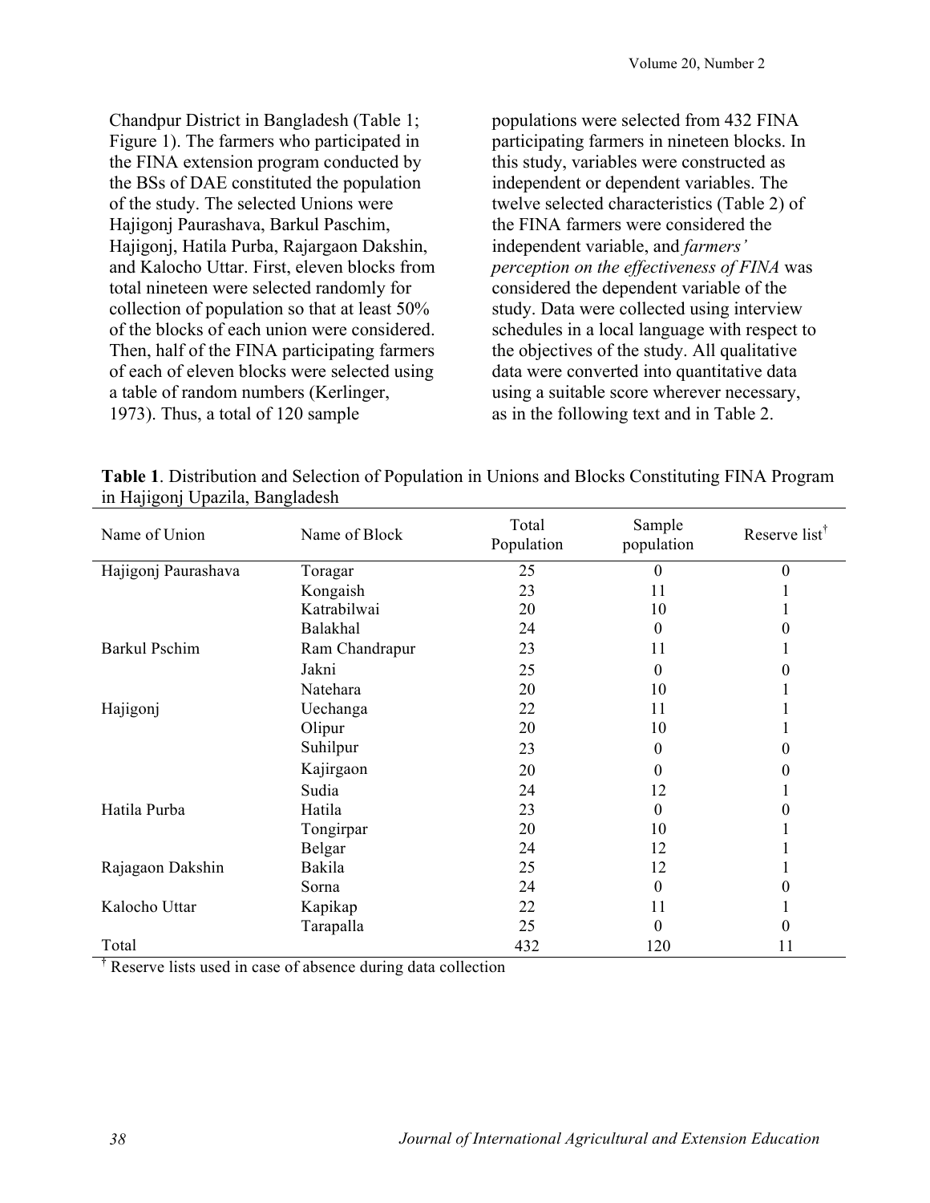Chandpur District in Bangladesh (Table 1; Figure 1). The farmers who participated in the FINA extension program conducted by the BSs of DAE constituted the population of the study. The selected Unions were Hajigonj Paurashava, Barkul Paschim, Hajigonj, Hatila Purba, Rajargaon Dakshin, and Kalocho Uttar. First, eleven blocks from total nineteen were selected randomly for collection of population so that at least 50% of the blocks of each union were considered. Then, half of the FINA participating farmers of each of eleven blocks were selected using a table of random numbers (Kerlinger, 1973). Thus, a total of 120 sample populations were selected from 432 FINA participating farmers in nineteen blocks. In this study, variables were constructed as independent or dependent variables. The twelve selected characteristics (Table 2) of the FINA farmers were considered the independent variable, and *farmers' perception on the effectiveness of FINA* was considered the dependent variable of the study. Data were collected using interview schedules in a local language with respect to the objectives of the study. All qualitative data were converted into quantitative data using a suitable score wherever necessary, as in the following text and in Table 2.

**Table 1**. Distribution and Selection of Population in Unions and Blocks Constituting FINA Program in Hajigonj Upazila, Bangladesh

| Name of Union | Name of Block | Total Population | Sample population | Reserve list[†] |
|---|---|---|---|---|
| Hajigonj Paurashava | Toragar | 25 | 0 | 0 |
| | Kongaish | 23 | 11 | 1 |
| | Katrabilwai | 20 | 10 | 1 |
| | Balakhal | 24 | 0 | 0 |
| Barkul Pschim | Ram Chandrapur | 23 | 11 | 1 |
| | Jakni | 25 | 0 | 0 |
| | Natehara | 20 | 10 | 1 |
| Hajigonj | Uechanga | 22 | 11 | 1 |
| | Olipur | 20 | 10 | 1 |
| | Suhilpur | 23 | 0 | 0 |
| | Kajirgaon | 20 | 0 | 0 |
| | Sudia | 24 | 12 | 1 |
| Hatila Purba | Hatila | 23 | 0 | 0 |
| | Tongirpar | 20 | 10 | 1 |
| | Belgar | 24 | 12 | 1 |
| Rajagaon Dakshin | Bakila | 25 | 12 | 1 |
| | Sorna | 24 | 0 | 0 |
| Kalocho Uttar | Kapikap | 22 | 11 | 1 |
| | Tarapalla | 25 | 0 | 0 |
| Total | | 432 | 120 | 11 |

[†] Reserve lists used in case of absence during data collection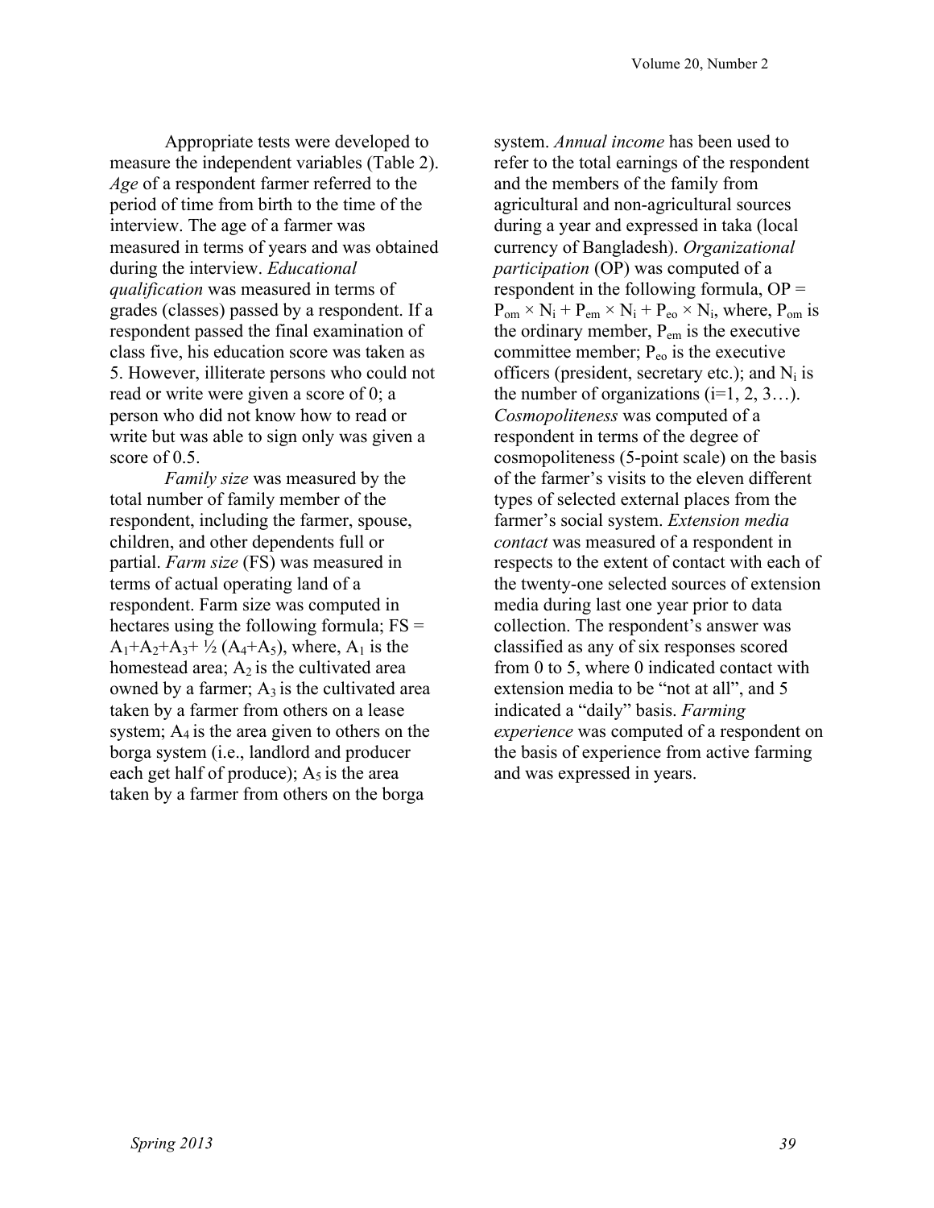Appropriate tests were developed to measure the independent variables (Table 2). *Age* of a respondent farmer referred to the period of time from birth to the time of the interview. The age of a farmer was measured in terms of years and was obtained during the interview. *Educational qualification* was measured in terms of grades (classes) passed by a respondent. If a respondent passed the final examination of class five, his education score was taken as 5. However, illiterate persons who could not read or write were given a score of 0; a person who did not know how to read or write but was able to sign only was given a score of 0.5.

*Family size* was measured by the total number of family member of the respondent, including the farmer, spouse, children, and other dependents full or partial. *Farm size* (FS) was measured in terms of actual operating land of a respondent. Farm size was computed in hectares using the following formula; $FS = A_1+A_2+A_3+ ½ (A_4+A_5)$, where, $A_1$ is the homestead area; $A_2$ is the cultivated area owned by a farmer; $A_3$ is the cultivated area taken by a farmer from others on a lease system; $A_4$ is the area given to others on the borga system (i.e., landlord and producer each get half of produce); $A_5$ is the area taken by a farmer from others on the borga system. *Annual income* has been used to refer to the total earnings of the respondent and the members of the family from agricultural and non-agricultural sources during a year and expressed in taka (local currency of Bangladesh). *Organizational participation* (OP) was computed of a respondent in the following formula, $OP = P_{om} \times N_i + P_{em} \times N_i + P_{eo} \times N_i$, where, $P_{om}$ is the ordinary member, $P_{em}$ is the executive committee member; $P_{eo}$ is the executive officers (president, secretary etc.); and $N_i$ is the number of organizations (i=1, 2, 3…). *Cosmopoliteness* was computed of a respondent in terms of the degree of cosmopoliteness (5-point scale) on the basis of the farmer's visits to the eleven different types of selected external places from the farmer's social system. *Extension media contact* was measured of a respondent in respects to the extent of contact with each of the twenty-one selected sources of extension media during last one year prior to data collection. The respondent's answer was classified as any of six responses scored from 0 to 5, where 0 indicated contact with extension media to be "not at all", and 5 indicated a "daily" basis. *Farming experience* was computed of a respondent on the basis of experience from active farming and was expressed in years.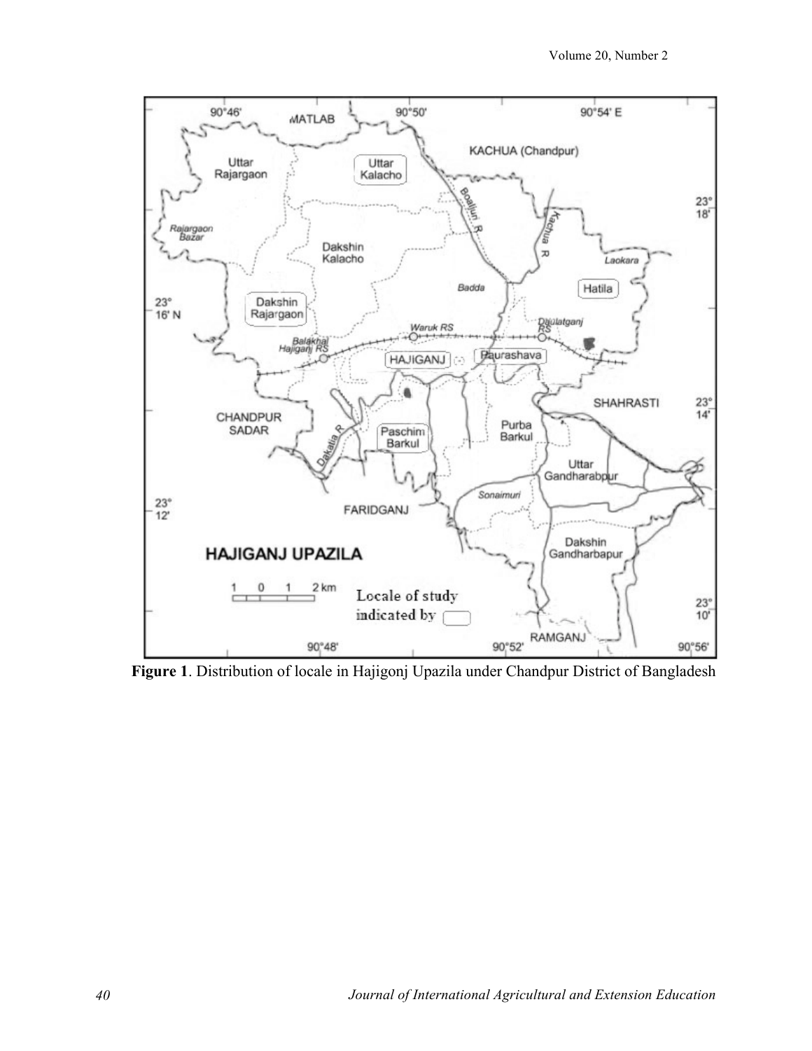**Figure 1**. Distribution of locale in Hajigonj Upazila under Chandpur District of Bangladesh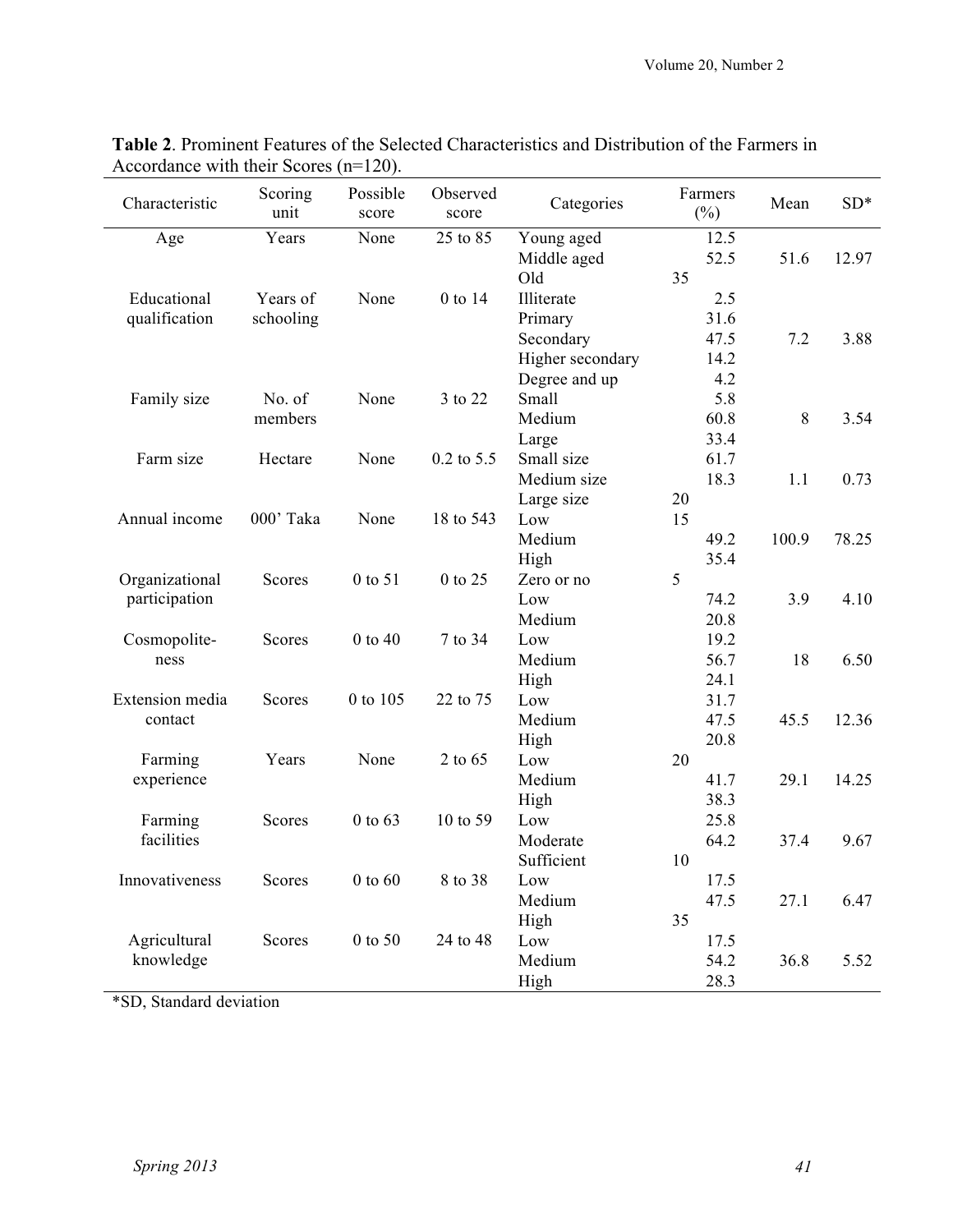**Table 2**. Prominent Features of the Selected Characteristics and Distribution of the Farmers in Accordance with their Scores (n=120).

| Characteristic | Scoring unit | Possible score | Observed score | Categories | Farmers (%) | Mean | SD* |
|---|---|---|---|---|---|---|---|
| Age | Years | None | 25 to 85 | Young aged | 12.5 | | |
| | | | | Middle aged | 52.5 | 51.6 | 12.97 |
| | | | | Old | 35 | | |
| Educational qualification | Years of schooling | None | 0 to 14 | Illiterate | 2.5 | | |
| | | | | Primary | 31.6 | | |
| | | | | Secondary | 47.5 | 7.2 | 3.88 |
| | | | | Higher secondary | 14.2 | | |
| | | | | Degree and up | 4.2 | | |
| Family size | No. of members | None | 3 to 22 | Small | 5.8 | | |
| | | | | Medium | 60.8 | 8 | 3.54 |
| | | | | Large | 33.4 | | |
| Farm size | Hectare | None | 0.2 to 5.5 | Small size | 61.7 | | |
| | | | | Medium size | 18.3 | 1.1 | 0.73 |
| | | | | Large size | 20 | | |
| Annual income | 000' Taka | None | 18 to 543 | Low | 15 | | |
| | | | | Medium | 49.2 | 100.9 | 78.25 |
| | | | | High | 35.4 | | |
| Organizational participation | Scores | 0 to 51 | 0 to 25 | Zero or no | 5 | | |
| | | | | Low | 74.2 | 3.9 | 4.10 |
| | | | | Medium | 20.8 | | |
| Cosmopolite-ness | Scores | 0 to 40 | 7 to 34 | Low | 19.2 | | |
| | | | | Medium | 56.7 | 18 | 6.50 |
| | | | | High | 24.1 | | |
| Extension media contact | Scores | 0 to 105 | 22 to 75 | Low | 31.7 | | |
| | | | | Medium | 47.5 | 45.5 | 12.36 |
| | | | | High | 20.8 | | |
| Farming experience | Years | None | 2 to 65 | Low | 20 | | |
| | | | | Medium | 41.7 | 29.1 | 14.25 |
| | | | | High | 38.3 | | |
| Farming facilities | Scores | 0 to 63 | 10 to 59 | Low | 25.8 | | |
| | | | | Moderate | 64.2 | 37.4 | 9.67 |
| | | | | Sufficient | 10 | | |
| Innovativeness | Scores | 0 to 60 | 8 to 38 | Low | 17.5 | | |
| | | | | Medium | 47.5 | 27.1 | 6.47 |
| | | | | High | 35 | | |
| Agricultural knowledge | Scores | 0 to 50 | 24 to 48 | Low | 17.5 | | |
| | | | | Medium | 54.2 | 36.8 | 5.52 |
| | | | | High | 28.3 | | |

*SD, Standard deviation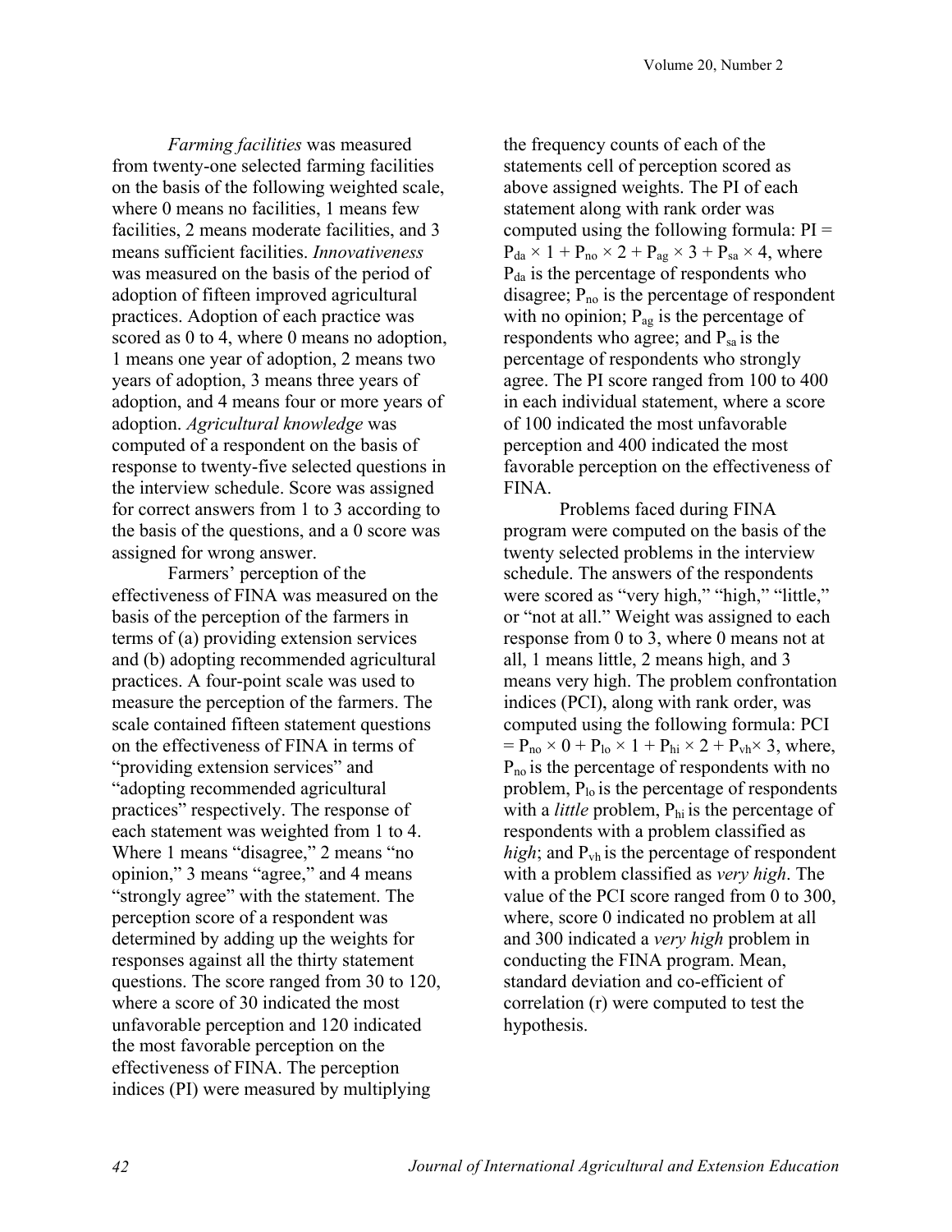*Farming facilities* was measured from twenty-one selected farming facilities on the basis of the following weighted scale, where 0 means no facilities, 1 means few facilities, 2 means moderate facilities, and 3 means sufficient facilities. *Innovativeness* was measured on the basis of the period of adoption of fifteen improved agricultural practices. Adoption of each practice was scored as 0 to 4, where 0 means no adoption, 1 means one year of adoption, 2 means two years of adoption, 3 means three years of adoption, and 4 means four or more years of adoption. *Agricultural knowledge* was computed of a respondent on the basis of response to twenty-five selected questions in the interview schedule. Score was assigned for correct answers from 1 to 3 according to the basis of the questions, and a 0 score was assigned for wrong answer.

Farmers' perception of the effectiveness of FINA was measured on the basis of the perception of the farmers in terms of (a) providing extension services and (b) adopting recommended agricultural practices. A four-point scale was used to measure the perception of the farmers. The scale contained fifteen statement questions on the effectiveness of FINA in terms of "providing extension services" and "adopting recommended agricultural practices" respectively. The response of each statement was weighted from 1 to 4. Where 1 means "disagree," 2 means "no opinion," 3 means "agree," and 4 means "strongly agree" with the statement. The perception score of a respondent was determined by adding up the weights for responses against all the thirty statement questions. The score ranged from 30 to 120, where a score of 30 indicated the most unfavorable perception and 120 indicated the most favorable perception on the effectiveness of FINA. The perception indices (PI) were measured by multiplying the frequency counts of each of the statements cell of perception scored as above assigned weights. The PI of each statement along with rank order was computed using the following formula: PI = $P_{da} \times 1 + P_{no} \times 2 + P_{ag} \times 3 + P_{sa} \times 4$, where $P_{da}$ is the percentage of respondents who disagree; $P_{no}$ is the percentage of respondent with no opinion; $P_{ag}$ is the percentage of respondents who agree; and $P_{sa}$ is the percentage of respondents who strongly agree. The PI score ranged from 100 to 400 in each individual statement, where a score of 100 indicated the most unfavorable perception and 400 indicated the most favorable perception on the effectiveness of FINA.

Problems faced during FINA program were computed on the basis of the twenty selected problems in the interview schedule. The answers of the respondents were scored as "very high," "high," "little," or "not at all." Weight was assigned to each response from 0 to 3, where 0 means not at all, 1 means little, 2 means high, and 3 means very high. The problem confrontation indices (PCI), along with rank order, was computed using the following formula: PCI = $P_{no} \times 0 + P_{lo} \times 1 + P_{hi} \times 2 + P_{vh} \times 3$, where, $P_{no}$ is the percentage of respondents with no problem, $P_{lo}$ is the percentage of respondents with a *little* problem, $P_{hi}$ is the percentage of respondents with a problem classified as *high*; and $P_{vh}$ is the percentage of respondent with a problem classified as *very high*. The value of the PCI score ranged from 0 to 300, where, score 0 indicated no problem at all and 300 indicated a *very high* problem in conducting the FINA program. Mean, standard deviation and co-efficient of correlation (r) were computed to test the hypothesis.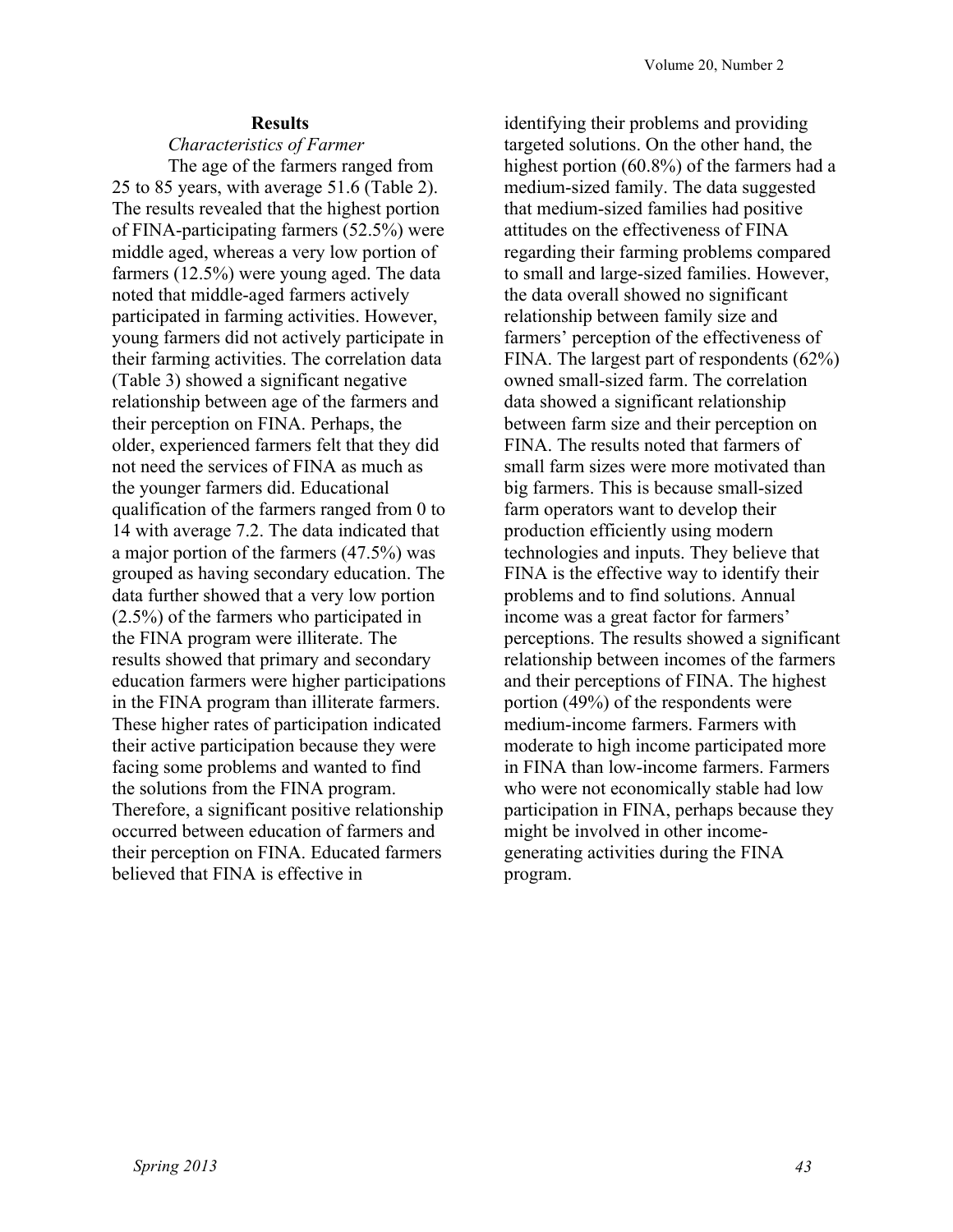## Results

### *Characteristics of Farmer*

The age of the farmers ranged from 25 to 85 years, with average 51.6 (Table 2). The results revealed that the highest portion of FINA-participating farmers (52.5%) were middle aged, whereas a very low portion of farmers (12.5%) were young aged. The data noted that middle-aged farmers actively participated in farming activities. However, young farmers did not actively participate in their farming activities. The correlation data (Table 3) showed a significant negative relationship between age of the farmers and their perception on FINA. Perhaps, the older, experienced farmers felt that they did not need the services of FINA as much as the younger farmers did. Educational qualification of the farmers ranged from 0 to 14 with average 7.2. The data indicated that a major portion of the farmers (47.5%) was grouped as having secondary education. The data further showed that a very low portion (2.5%) of the farmers who participated in the FINA program were illiterate. The results showed that primary and secondary education farmers were higher participations in the FINA program than illiterate farmers. These higher rates of participation indicated their active participation because they were facing some problems and wanted to find the solutions from the FINA program. Therefore, a significant positive relationship occurred between education of farmers and their perception on FINA. Educated farmers believed that FINA is effective in identifying their problems and providing targeted solutions. On the other hand, the highest portion (60.8%) of the farmers had a medium-sized family. The data suggested that medium-sized families had positive attitudes on the effectiveness of FINA regarding their farming problems compared to small and large-sized families. However, the data overall showed no significant relationship between family size and farmers' perception of the effectiveness of FINA. The largest part of respondents (62%) owned small-sized farm. The correlation data showed a significant relationship between farm size and their perception on FINA. The results noted that farmers of small farm sizes were more motivated than big farmers. This is because small-sized farm operators want to develop their production efficiently using modern technologies and inputs. They believe that FINA is the effective way to identify their problems and to find solutions. Annual income was a great factor for farmers' perceptions. The results showed a significant relationship between incomes of the farmers and their perceptions of FINA. The highest portion (49%) of the respondents were medium-income farmers. Farmers with moderate to high income participated more in FINA than low-income farmers. Farmers who were not economically stable had low participation in FINA, perhaps because they might be involved in other income-generating activities during the FINA program.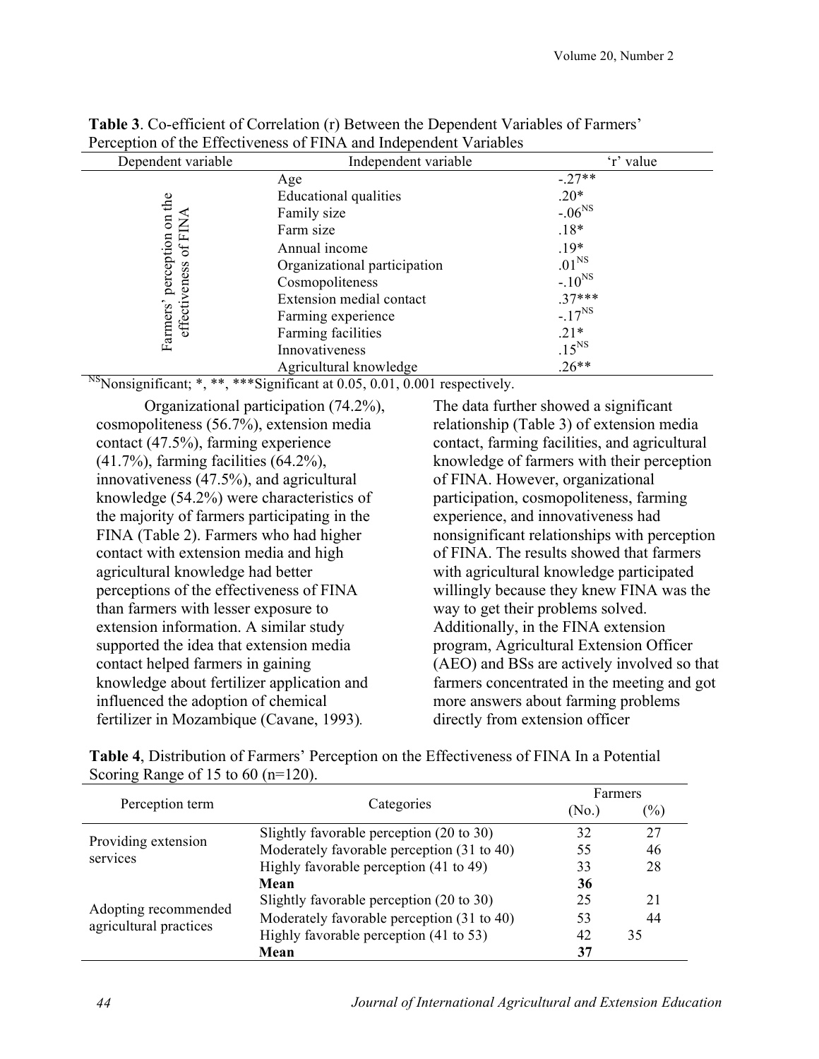**Table 3**. Co-efficient of Correlation (r) Between the Dependent Variables of Farmers' Perception of the Effectiveness of FINA and Independent Variables

| Dependent variable | Independent variable | 'r' value |
|---|---|---|
| Farmers' perception on the effectiveness of FINA | Age | -.27** |
| | Educational qualities | .20* |
| | Family size | -.06$^{NS}$ |
| | Farm size | .18* |
| | Annual income | .19* |
| | Organizational participation | .01$^{NS}$ |
| | Cosmopoliteness | -.10$^{NS}$ |
| | Extension medial contact | .37*** |
| | Farming experience | -.17$^{NS}$ |
| | Farming facilities | .21* |
| | Innovativeness | .15$^{NS}$ |
| | Agricultural knowledge | .26** |

$^{NS}$Nonsignificant; *, **, ***Significant at 0.05, 0.01, 0.001 respectively.

Organizational participation (74.2%), cosmopoliteness (56.7%), extension media contact (47.5%), farming experience (41.7%), farming facilities (64.2%), innovativeness (47.5%), and agricultural knowledge (54.2%) were characteristics of the majority of farmers participating in the FINA (Table 2). Farmers who had higher contact with extension media and high agricultural knowledge had better perceptions of the effectiveness of FINA than farmers with lesser exposure to extension information. A similar study supported the idea that extension media contact helped farmers in gaining knowledge about fertilizer application and influenced the adoption of chemical fertilizer in Mozambique (Cavane, 1993).

The data further showed a significant relationship (Table 3) of extension media contact, farming facilities, and agricultural knowledge of farmers with their perception of FINA. However, organizational participation, cosmopoliteness, farming experience, and innovativeness had nonsignificant relationships with perception of FINA. The results showed that farmers with agricultural knowledge participated willingly because they knew FINA was the way to get their problems solved. Additionally, in the FINA extension program, Agricultural Extension Officer (AEO) and BSs are actively involved so that farmers concentrated in the meeting and got more answers about farming problems directly from extension officer

**Table 4**, Distribution of Farmers' Perception on the Effectiveness of FINA In a Potential Scoring Range of 15 to 60 (n=120).

| Perception term | Categories | Farmers (No.) | Farmers (%) |
|---|---|---|---|
| Providing extension services | Slightly favorable perception (20 to 30) | 32 | 27 |
| | Moderately favorable perception (31 to 40) | 55 | 46 |
| | Highly favorable perception (41 to 49) | 33 | 28 |
| | **Mean** | **36** | |
| Adopting recommended agricultural practices | Slightly favorable perception (20 to 30) | 25 | 21 |
| | Moderately favorable perception (31 to 40) | 53 | 44 |
| | Highly favorable perception (41 to 53) | 42 | 35 |
| | **Mean** | **37** | |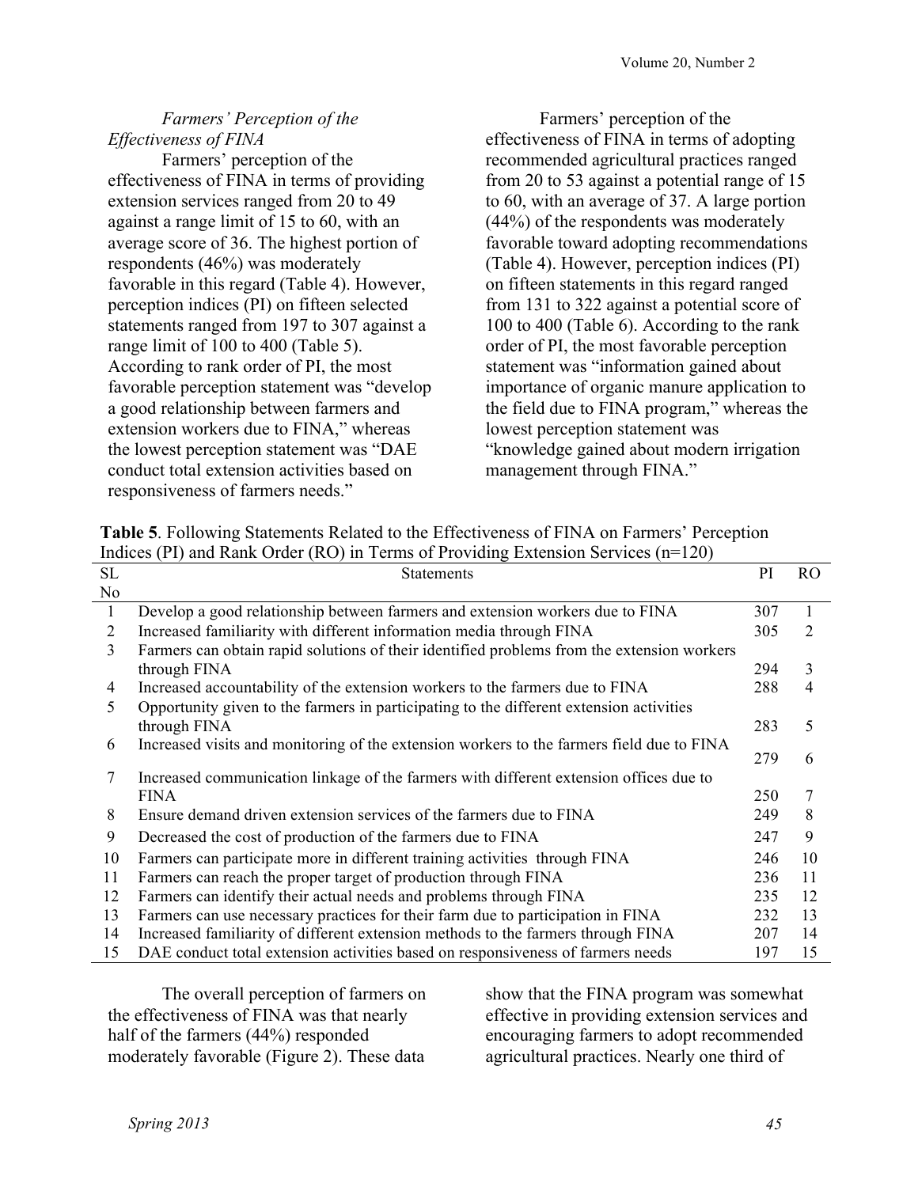### *Farmers' Perception of the Effectiveness of FINA*

Farmers' perception of the effectiveness of FINA in terms of providing extension services ranged from 20 to 49 against a range limit of 15 to 60, with an average score of 36. The highest portion of respondents (46%) was moderately favorable in this regard (Table 4). However, perception indices (PI) on fifteen selected statements ranged from 197 to 307 against a range limit of 100 to 400 (Table 5). According to rank order of PI, the most favorable perception statement was "develop a good relationship between farmers and extension workers due to FINA," whereas the lowest perception statement was "DAE conduct total extension activities based on responsiveness of farmers needs."

Farmers' perception of the effectiveness of FINA in terms of adopting recommended agricultural practices ranged from 20 to 53 against a potential range of 15 to 60, with an average of 37. A large portion (44%) of the respondents was moderately favorable toward adopting recommendations (Table 4). However, perception indices (PI) on fifteen statements in this regard ranged from 131 to 322 against a potential score of 100 to 400 (Table 6). According to the rank order of PI, the most favorable perception statement was "information gained about importance of organic manure application to the field due to FINA program," whereas the lowest perception statement was "knowledge gained about modern irrigation management through FINA."

**Table 5**. Following Statements Related to the Effectiveness of FINA on Farmers' Perception Indices (PI) and Rank Order (RO) in Terms of Providing Extension Services (n=120)

| SL No | Statements | PI | RO |
|---|---|---|---|
| 1 | Develop a good relationship between farmers and extension workers due to FINA | 307 | 1 |
| 2 | Increased familiarity with different information media through FINA | 305 | 2 |
| 3 | Farmers can obtain rapid solutions of their identified problems from the extension workers through FINA | 294 | 3 |
| 4 | Increased accountability of the extension workers to the farmers due to FINA | 288 | 4 |
| 5 | Opportunity given to the farmers in participating to the different extension activities through FINA | 283 | 5 |
| 6 | Increased visits and monitoring of the extension workers to the farmers field due to FINA | 279 | 6 |
| 7 | Increased communication linkage of the farmers with different extension offices due to FINA | 250 | 7 |
| 8 | Ensure demand driven extension services of the farmers due to FINA | 249 | 8 |
| 9 | Decreased the cost of production of the farmers due to FINA | 247 | 9 |
| 10 | Farmers can participate more in different training activities through FINA | 246 | 10 |
| 11 | Farmers can reach the proper target of production through FINA | 236 | 11 |
| 12 | Farmers can identify their actual needs and problems through FINA | 235 | 12 |
| 13 | Farmers can use necessary practices for their farm due to participation in FINA | 232 | 13 |
| 14 | Increased familiarity of different extension methods to the farmers through FINA | 207 | 14 |
| 15 | DAE conduct total extension activities based on responsiveness of farmers needs | 197 | 15 |

The overall perception of farmers on the effectiveness of FINA was that nearly half of the farmers (44%) responded moderately favorable (Figure 2). These data show that the FINA program was somewhat effective in providing extension services and encouraging farmers to adopt recommended agricultural practices. Nearly one third of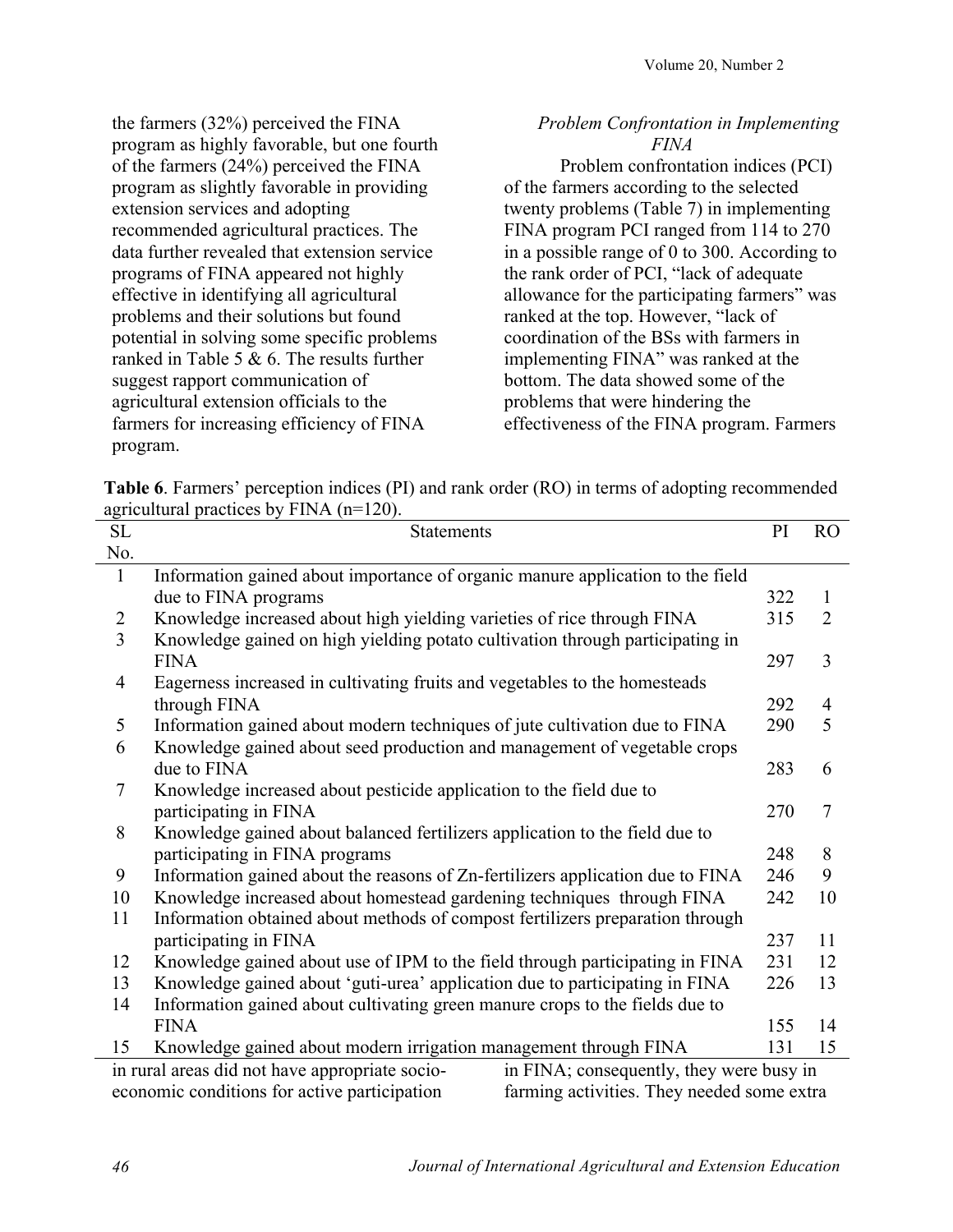the farmers (32%) perceived the FINA program as highly favorable, but one fourth of the farmers (24%) perceived the FINA program as slightly favorable in providing extension services and adopting recommended agricultural practices. The data further revealed that extension service programs of FINA appeared not highly effective in identifying all agricultural problems and their solutions but found potential in solving some specific problems ranked in Table 5 & 6. The results further suggest rapport communication of agricultural extension officials to the farmers for increasing efficiency of FINA program.

*Problem Confrontation in Implementing FINA*

Problem confrontation indices (PCI) of the farmers according to the selected twenty problems (Table 7) in implementing FINA program PCI ranged from 114 to 270 in a possible range of 0 to 300. According to the rank order of PCI, "lack of adequate allowance for the participating farmers" was ranked at the top. However, "lack of coordination of the BSs with farmers in implementing FINA" was ranked at the bottom. The data showed some of the problems that were hindering the effectiveness of the FINA program. Farmers in rural areas did not have appropriate socio-economic conditions for active participation in FINA; consequently, they were busy in farming activities. They needed some extra

**Table 6**. Farmers' perception indices (PI) and rank order (RO) in terms of adopting recommended agricultural practices by FINA (n=120).

| SL No. | Statements | PI | RO |
|---|---|---|---|
| 1 | Information gained about importance of organic manure application to the field due to FINA programs | 322 | 1 |
| 2 | Knowledge increased about high yielding varieties of rice through FINA | 315 | 2 |
| 3 | Knowledge gained on high yielding potato cultivation through participating in FINA | 297 | 3 |
| 4 | Eagerness increased in cultivating fruits and vegetables to the homesteads through FINA | 292 | 4 |
| 5 | Information gained about modern techniques of jute cultivation due to FINA | 290 | 5 |
| 6 | Knowledge gained about seed production and management of vegetable crops due to FINA | 283 | 6 |
| 7 | Knowledge increased about pesticide application to the field due to participating in FINA | 270 | 7 |
| 8 | Knowledge gained about balanced fertilizers application to the field due to participating in FINA programs | 248 | 8 |
| 9 | Information gained about the reasons of Zn-fertilizers application due to FINA | 246 | 9 |
| 10 | Knowledge increased about homestead gardening techniques through FINA | 242 | 10 |
| 11 | Information obtained about methods of compost fertilizers preparation through participating in FINA | 237 | 11 |
| 12 | Knowledge gained about use of IPM to the field through participating in FINA | 231 | 12 |
| 13 | Knowledge gained about 'guti-urea' application due to participating in FINA | 226 | 13 |
| 14 | Information gained about cultivating green manure crops to the fields due to FINA | 155 | 14 |
| 15 | Knowledge gained about modern irrigation management through FINA | 131 | 15 |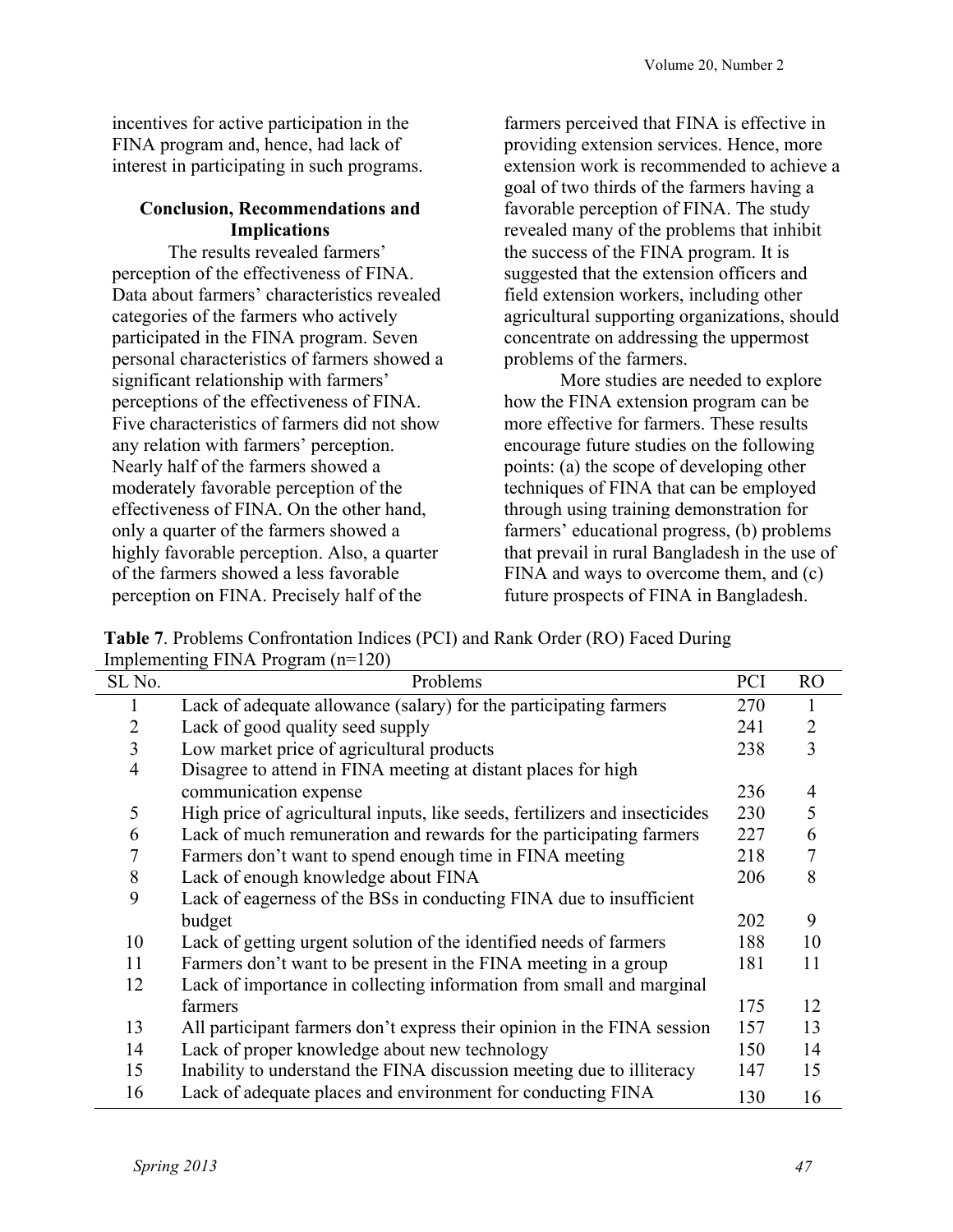incentives for active participation in the FINA program and, hence, had lack of interest in participating in such programs.

## Conclusion, Recommendations and Implications

The results revealed farmers' perception of the effectiveness of FINA. Data about farmers' characteristics revealed categories of the farmers who actively participated in the FINA program. Seven personal characteristics of farmers showed a significant relationship with farmers' perceptions of the effectiveness of FINA. Five characteristics of farmers did not show any relation with farmers' perception. Nearly half of the farmers showed a moderately favorable perception of the effectiveness of FINA. On the other hand, only a quarter of the farmers showed a highly favorable perception. Also, a quarter of the farmers showed a less favorable perception on FINA. Precisely half of the farmers perceived that FINA is effective in providing extension services. Hence, more extension work is recommended to achieve a goal of two thirds of the farmers having a favorable perception of FINA. The study revealed many of the problems that inhibit the success of the FINA program. It is suggested that the extension officers and field extension workers, including other agricultural supporting organizations, should concentrate on addressing the uppermost problems of the farmers.

More studies are needed to explore how the FINA extension program can be more effective for farmers. These results encourage future studies on the following points: (a) the scope of developing other techniques of FINA that can be employed through using training demonstration for farmers' educational progress, (b) problems that prevail in rural Bangladesh in the use of FINA and ways to overcome them, and (c) future prospects of FINA in Bangladesh.

**Table 7**. Problems Confrontation Indices (PCI) and Rank Order (RO) Faced During Implementing FINA Program (n=120)

| SL No. | Problems | PCI | RO |
|---|---|---|---|
| 1 | Lack of adequate allowance (salary) for the participating farmers | 270 | 1 |
| 2 | Lack of good quality seed supply | 241 | 2 |
| 3 | Low market price of agricultural products | 238 | 3 |
| 4 | Disagree to attend in FINA meeting at distant places for high communication expense | 236 | 4 |
| 5 | High price of agricultural inputs, like seeds, fertilizers and insecticides | 230 | 5 |
| 6 | Lack of much remuneration and rewards for the participating farmers | 227 | 6 |
| 7 | Farmers don't want to spend enough time in FINA meeting | 218 | 7 |
| 8 | Lack of enough knowledge about FINA | 206 | 8 |
| 9 | Lack of eagerness of the BSs in conducting FINA due to insufficient budget | 202 | 9 |
| 10 | Lack of getting urgent solution of the identified needs of farmers | 188 | 10 |
| 11 | Farmers don't want to be present in the FINA meeting in a group | 181 | 11 |
| 12 | Lack of importance in collecting information from small and marginal farmers | 175 | 12 |
| 13 | All participant farmers don't express their opinion in the FINA session | 157 | 13 |
| 14 | Lack of proper knowledge about new technology | 150 | 14 |
| 15 | Inability to understand the FINA discussion meeting due to illiteracy | 147 | 15 |
| 16 | Lack of adequate places and environment for conducting FINA | 130 | 16 |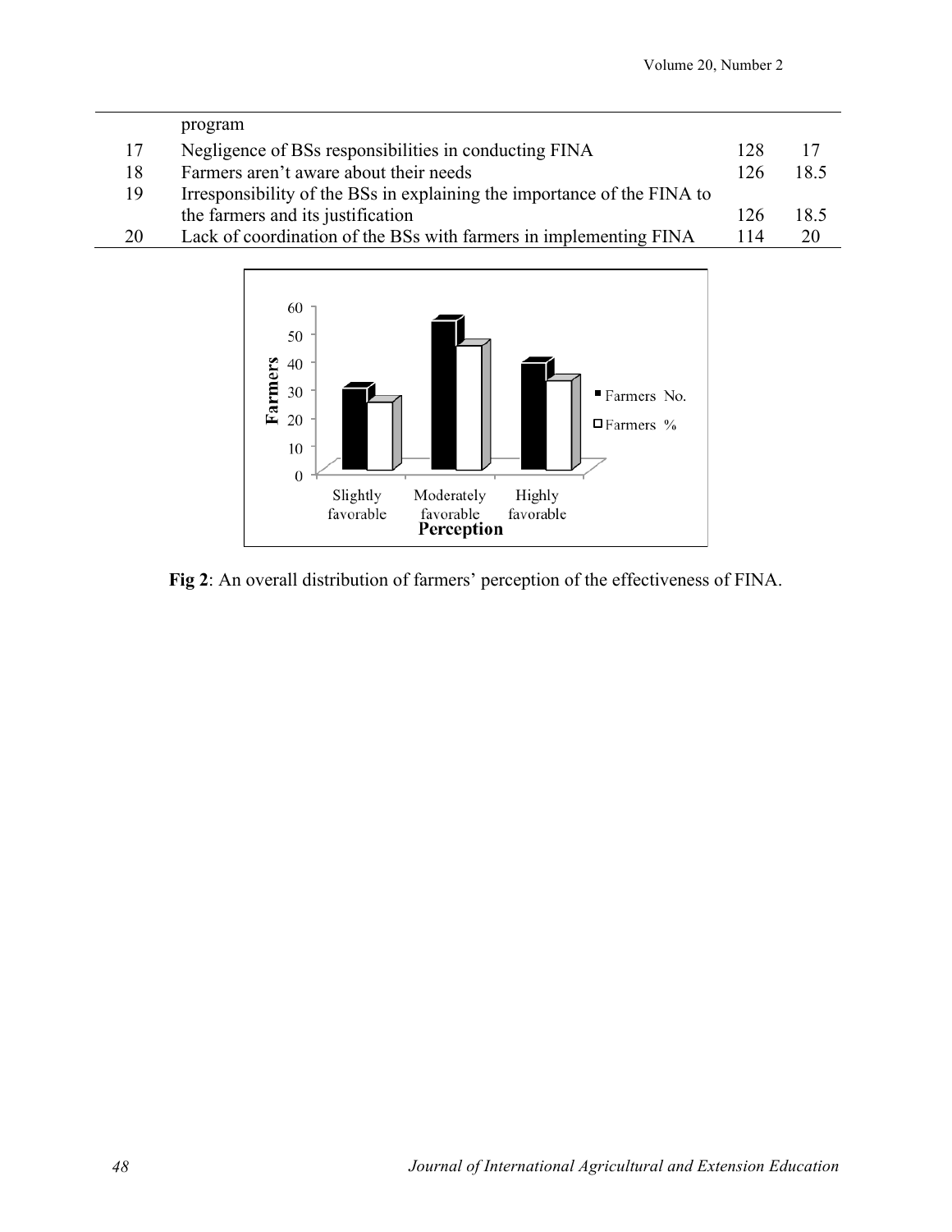| | | | |
|---|---|---|---|
| | program | | |
| 17 | Negligence of BSs responsibilities in conducting FINA | 128 | 17 |
| 18 | Farmers aren't aware about their needs | 126 | 18.5 |
| 19 | Irresponsibility of the BSs in explaining the importance of the FINA to the farmers and its justification | 126 | 18.5 |
| 20 | Lack of coordination of the BSs with farmers in implementing FINA | 114 | 20 |

**Fig 2**: An overall distribution of farmers' perception of the effectiveness of FINA.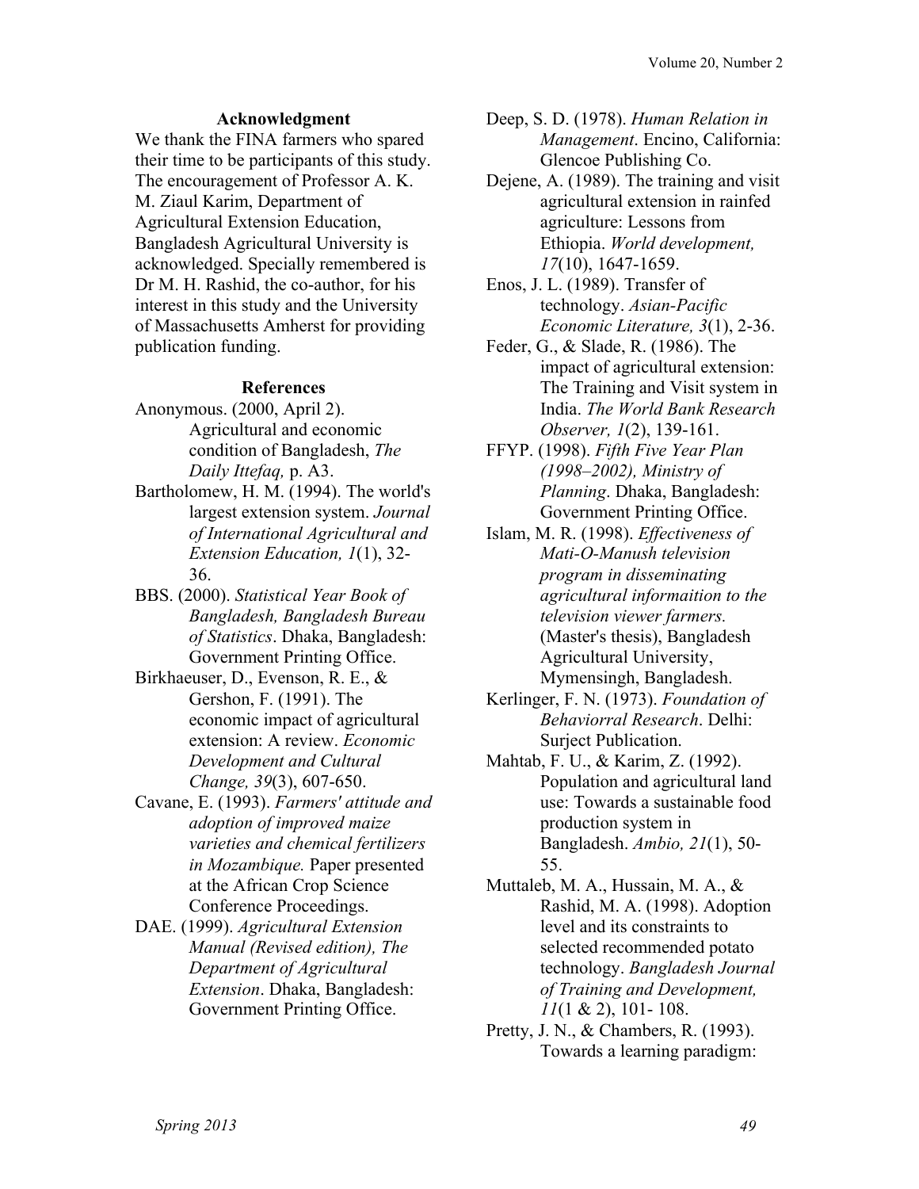## Acknowledgment

We thank the FINA farmers who spared their time to be participants of this study. The encouragement of Professor A. K. M. Ziaul Karim, Department of Agricultural Extension Education, Bangladesh Agricultural University is acknowledged. Specially remembered is Dr M. H. Rashid, the co-author, for his interest in this study and the University of Massachusetts Amherst for providing publication funding.

## References

Anonymous. (2000, April 2). Agricultural and economic condition of Bangladesh, *The Daily Ittefaq,* p. A3.

Bartholomew, H. M. (1994). The world's largest extension system. *Journal of International Agricultural and Extension Education, 1*(1), 32-36.

BBS. (2000). *Statistical Year Book of Bangladesh, Bangladesh Bureau of Statistics*. Dhaka, Bangladesh: Government Printing Office.

Birkhaeuser, D., Evenson, R. E., & Gershon, F. (1991). The economic impact of agricultural extension: A review. *Economic Development and Cultural Change, 39*(3), 607-650.

Cavane, E. (1993). *Farmers' attitude and adoption of improved maize varieties and chemical fertilizers in Mozambique.* Paper presented at the African Crop Science Conference Proceedings.

DAE. (1999). *Agricultural Extension Manual (Revised edition), The Department of Agricultural Extension*. Dhaka, Bangladesh: Government Printing Office.

Deep, S. D. (1978). *Human Relation in Management*. Encino, California: Glencoe Publishing Co.

Dejene, A. (1989). The training and visit agricultural extension in rainfed agriculture: Lessons from Ethiopia. *World development, 17*(10), 1647-1659.

Enos, J. L. (1989). Transfer of technology. *Asian-Pacific Economic Literature, 3*(1), 2-36.

Feder, G., & Slade, R. (1986). The impact of agricultural extension: The Training and Visit system in India. *The World Bank Research Observer, 1*(2), 139-161.

FFYP. (1998). *Fifth Five Year Plan (1998–2002), Ministry of Planning*. Dhaka, Bangladesh: Government Printing Office.

Islam, M. R. (1998). *Effectiveness of Mati-O-Manush television program in disseminating agricultural informaition to the television viewer farmers.* (Master's thesis), Bangladesh Agricultural University, Mymensingh, Bangladesh.

Kerlinger, F. N. (1973). *Foundation of Behaviorral Research*. Delhi: Surject Publication.

Mahtab, F. U., & Karim, Z. (1992). Population and agricultural land use: Towards a sustainable food production system in Bangladesh. *Ambio, 21*(1), 50-55.

Muttaleb, M. A., Hussain, M. A., & Rashid, M. A. (1998). Adoption level and its constraints to selected recommended potato technology. *Bangladesh Journal of Training and Development, 11*(1 & 2), 101- 108.

Pretty, J. N., & Chambers, R. (1993). Towards a learning paradigm: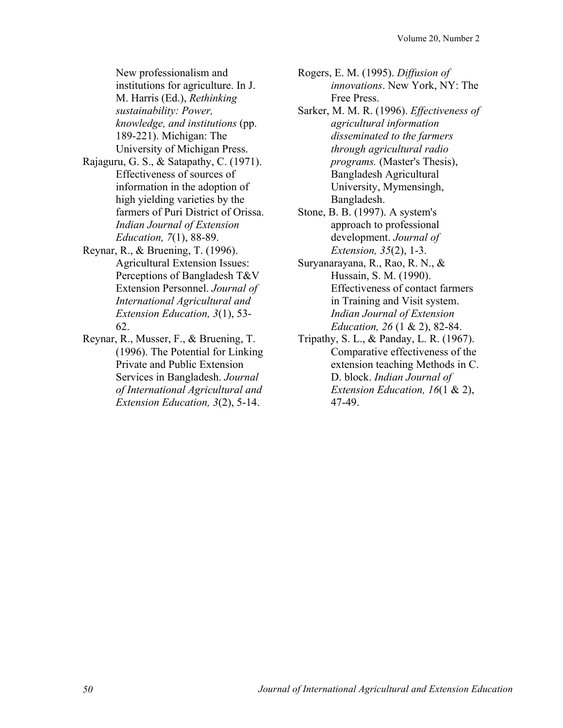New professionalism and institutions for agriculture. In J. M. Harris (Ed.), *Rethinking sustainability: Power, knowledge, and institutions* (pp. 189-221). Michigan: The University of Michigan Press.

Rajaguru, G. S., & Satapathy, C. (1971). Effectiveness of sources of information in the adoption of high yielding varieties by the farmers of Puri District of Orissa. *Indian Journal of Extension Education, 7*(1), 88-89.

Reynar, R., & Bruening, T. (1996). Agricultural Extension Issues: Perceptions of Bangladesh T&V Extension Personnel. *Journal of International Agricultural and Extension Education, 3*(1), 53-62.

Reynar, R., Musser, F., & Bruening, T. (1996). The Potential for Linking Private and Public Extension Services in Bangladesh. *Journal of International Agricultural and Extension Education, 3*(2), 5-14.

Rogers, E. M. (1995). *Diffusion of innovations*. New York, NY: The Free Press.

Sarker, M. M. R. (1996). *Effectiveness of agricultural information disseminated to the farmers through agricultural radio programs.* (Master's Thesis), Bangladesh Agricultural University, Mymensingh, Bangladesh.

Stone, B. B. (1997). A system's approach to professional development. *Journal of Extension, 35*(2), 1-3.

Suryanarayana, R., Rao, R. N., & Hussain, S. M. (1990). Effectiveness of contact farmers in Training and Visit system. *Indian Journal of Extension Education, 26* (1 & 2), 82-84.

Tripathy, S. L., & Panday, L. R. (1967). Comparative effectiveness of the extension teaching Methods in C. D. block. *Indian Journal of Extension Education, 16*(1 & 2), 47-49.